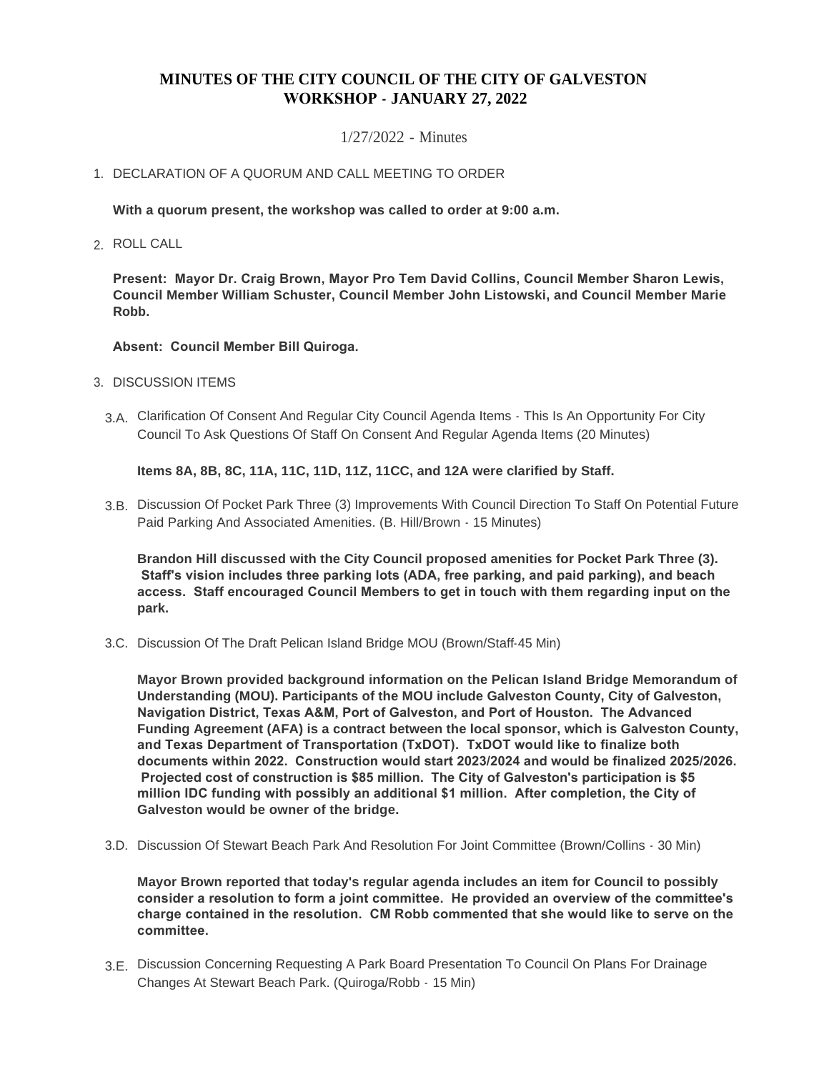# MINUTES OF THE CITY COUNCIL OF THE CITY OF GALVESTON
# WORKSHOP - JANUARY 27, 2022

1/27/2022 - Minutes

1. DECLARATION OF A QUORUM AND CALL MEETING TO ORDER

   **With a quorum present, the workshop was called to order at 9:00 a.m.**

2. ROLL CALL

   **Present: Mayor Dr. Craig Brown, Mayor Pro Tem David Collins, Council Member Sharon Lewis, Council Member William Schuster, Council Member John Listowski, and Council Member Marie Robb.**

   **Absent: Council Member Bill Quiroga.**

3. DISCUSSION ITEMS

   3.A. Clarification Of Consent And Regular City Council Agenda Items - This Is An Opportunity For City Council To Ask Questions Of Staff On Consent And Regular Agenda Items (20 Minutes)

   **Items 8A, 8B, 8C, 11A, 11C, 11D, 11Z, 11CC, and 12A were clarified by Staff.**

   3.B. Discussion Of Pocket Park Three (3) Improvements With Council Direction To Staff On Potential Future Paid Parking And Associated Amenities. (B. Hill/Brown - 15 Minutes)

   **Brandon Hill discussed with the City Council proposed amenities for Pocket Park Three (3). Staff's vision includes three parking lots (ADA, free parking, and paid parking), and beach access. Staff encouraged Council Members to get in touch with them regarding input on the park.**

   3.C. Discussion Of The Draft Pelican Island Bridge MOU (Brown/Staff-45 Min)

   **Mayor Brown provided background information on the Pelican Island Bridge Memorandum of Understanding (MOU). Participants of the MOU include Galveston County, City of Galveston, Navigation District, Texas A&M, Port of Galveston, and Port of Houston. The Advanced Funding Agreement (AFA) is a contract between the local sponsor, which is Galveston County, and Texas Department of Transportation (TxDOT). TxDOT would like to finalize both documents within 2022. Construction would start 2023/2024 and would be finalized 2025/2026. Projected cost of construction is $85 million. The City of Galveston's participation is $5 million IDC funding with possibly an additional $1 million. After completion, the City of Galveston would be owner of the bridge.**

   3.D. Discussion Of Stewart Beach Park And Resolution For Joint Committee (Brown/Collins - 30 Min)

   **Mayor Brown reported that today's regular agenda includes an item for Council to possibly consider a resolution to form a joint committee. He provided an overview of the committee's charge contained in the resolution. CM Robb commented that she would like to serve on the committee.**

   3.E. Discussion Concerning Requesting A Park Board Presentation To Council On Plans For Drainage Changes At Stewart Beach Park. (Quiroga/Robb - 15 Min)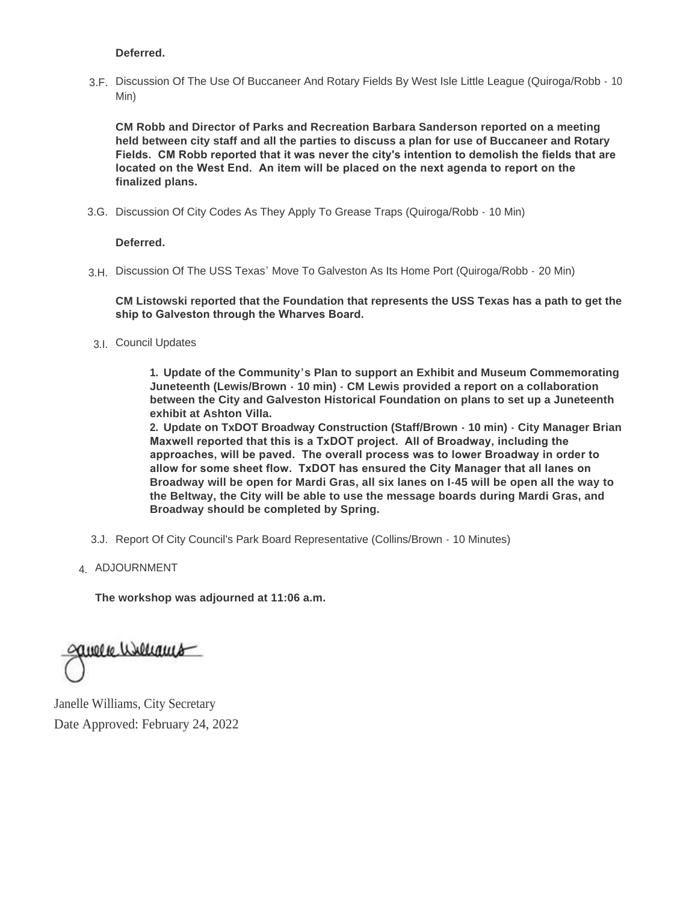**Deferred.**

3.F. Discussion Of The Use Of Buccaneer And Rotary Fields By West Isle Little League (Quiroga/Robb - 10 Min)

**CM Robb and Director of Parks and Recreation Barbara Sanderson reported on a meeting held between city staff and all the parties to discuss a plan for use of Buccaneer and Rotary Fields. CM Robb reported that it was never the city's intention to demolish the fields that are located on the West End. An item will be placed on the next agenda to report on the finalized plans.**

3.G. Discussion Of City Codes As They Apply To Grease Traps (Quiroga/Robb - 10 Min)

**Deferred.**

3.H. Discussion Of The USS Texas' Move To Galveston As Its Home Port (Quiroga/Robb - 20 Min)

**CM Listowski reported that the Foundation that represents the USS Texas has a path to get the ship to Galveston through the Wharves Board.**

3.I. Council Updates

**1. Update of the Community's Plan to support an Exhibit and Museum Commemorating Juneteenth (Lewis/Brown - 10 min) - CM Lewis provided a report on a collaboration between the City and Galveston Historical Foundation on plans to set up a Juneteenth exhibit at Ashton Villa.**
**2. Update on TxDOT Broadway Construction (Staff/Brown - 10 min) - City Manager Brian Maxwell reported that this is a TxDOT project. All of Broadway, including the approaches, will be paved. The overall process was to lower Broadway in order to allow for some sheet flow. TxDOT has ensured the City Manager that all lanes on Broadway will be open for Mardi Gras, all six lanes on I-45 will be open all the way to the Beltway, the City will be able to use the message boards during Mardi Gras, and Broadway should be completed by Spring.**

3.J. Report Of City Council's Park Board Representative (Collins/Brown - 10 Minutes)

4. ADJOURNMENT

**The workshop was adjourned at 11:06 a.m.**

Janelle Williams, City Secretary
Date Approved: February 24, 2022